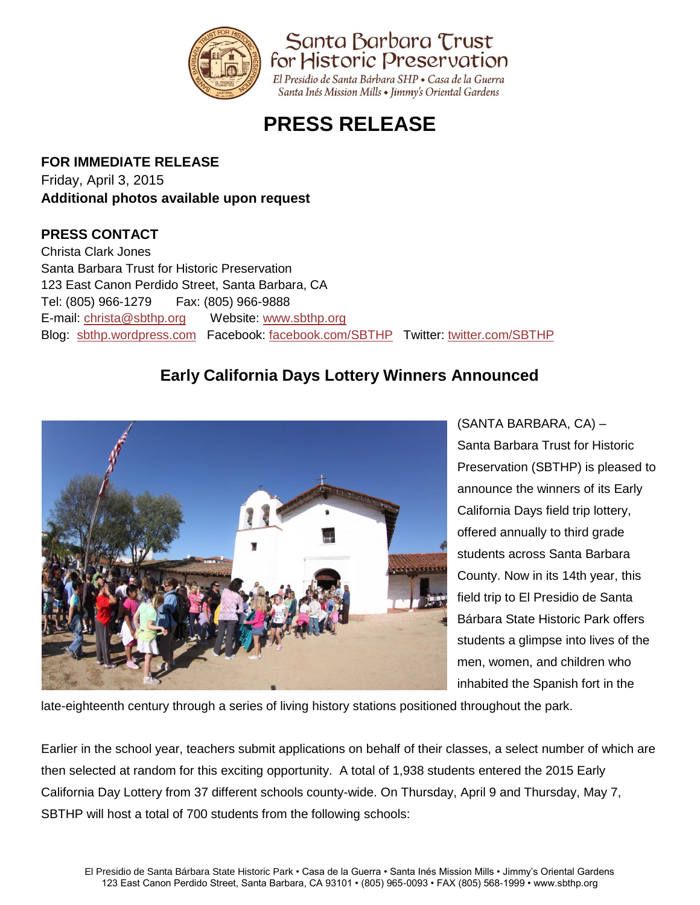Santa Barbara Trust for Historic Preservation

*El Presidio de Santa Bárbara SHP • Casa de la Guerra*
*Santa Inés Mission Mills • Jimmy's Oriental Gardens*

# PRESS RELEASE

**FOR IMMEDIATE RELEASE**
Friday, April 3, 2015
**Additional photos available upon request**

**PRESS CONTACT**
Christa Clark Jones
Santa Barbara Trust for Historic Preservation
123 East Canon Perdido Street, Santa Barbara, CA
Tel: (805) 966-1279 Fax: (805) 966-9888
E-mail: christa@sbthp.org Website: www.sbthp.org
Blog: sbthp.wordpress.com Facebook: facebook.com/SBTHP Twitter: twitter.com/SBTHP

## Early California Days Lottery Winners Announced

(SANTA BARBARA, CA) – Santa Barbara Trust for Historic Preservation (SBTHP) is pleased to announce the winners of its Early California Days field trip lottery, offered annually to third grade students across Santa Barbara County. Now in its 14th year, this field trip to El Presidio de Santa Bárbara State Historic Park offers students a glimpse into lives of the men, women, and children who inhabited the Spanish fort in the late-eighteenth century through a series of living history stations positioned throughout the park.

Earlier in the school year, teachers submit applications on behalf of their classes, a select number of which are then selected at random for this exciting opportunity. A total of 1,938 students entered the 2015 Early California Day Lottery from 37 different schools county-wide. On Thursday, April 9 and Thursday, May 7, SBTHP will host a total of 700 students from the following schools: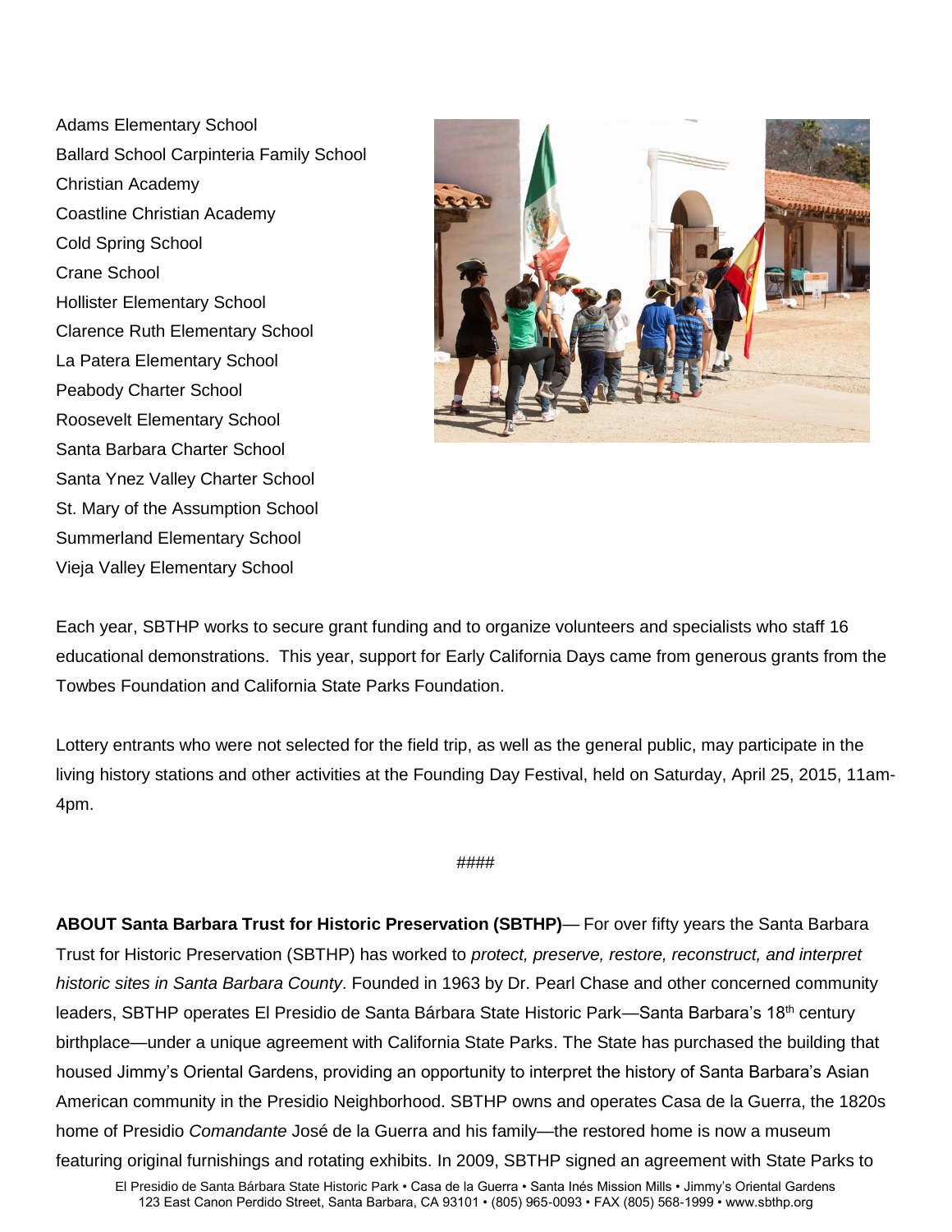Adams Elementary School
Ballard School Carpinteria Family School
Christian Academy
Coastline Christian Academy
Cold Spring School
Crane School
Hollister Elementary School
Clarence Ruth Elementary School
La Patera Elementary School
Peabody Charter School
Roosevelt Elementary School
Santa Barbara Charter School
Santa Ynez Valley Charter School
St. Mary of the Assumption School
Summerland Elementary School
Vieja Valley Elementary School

Each year, SBTHP works to secure grant funding and to organize volunteers and specialists who staff 16 educational demonstrations. This year, support for Early California Days came from generous grants from the Towbes Foundation and California State Parks Foundation.

Lottery entrants who were not selected for the field trip, as well as the general public, may participate in the living history stations and other activities at the Founding Day Festival, held on Saturday, April 25, 2015, 11am-4pm.

####

**ABOUT Santa Barbara Trust for Historic Preservation (SBTHP)**— For over fifty years the Santa Barbara Trust for Historic Preservation (SBTHP) has worked to *protect, preserve, restore, reconstruct, and interpret historic sites in Santa Barbara County*. Founded in 1963 by Dr. Pearl Chase and other concerned community leaders, SBTHP operates El Presidio de Santa Bárbara State Historic Park—Santa Barbara's 18th century birthplace—under a unique agreement with California State Parks. The State has purchased the building that housed Jimmy's Oriental Gardens, providing an opportunity to interpret the history of Santa Barbara's Asian American community in the Presidio Neighborhood. SBTHP owns and operates Casa de la Guerra, the 1820s home of Presidio *Comandante* José de la Guerra and his family—the restored home is now a museum featuring original furnishings and rotating exhibits. In 2009, SBTHP signed an agreement with State Parks to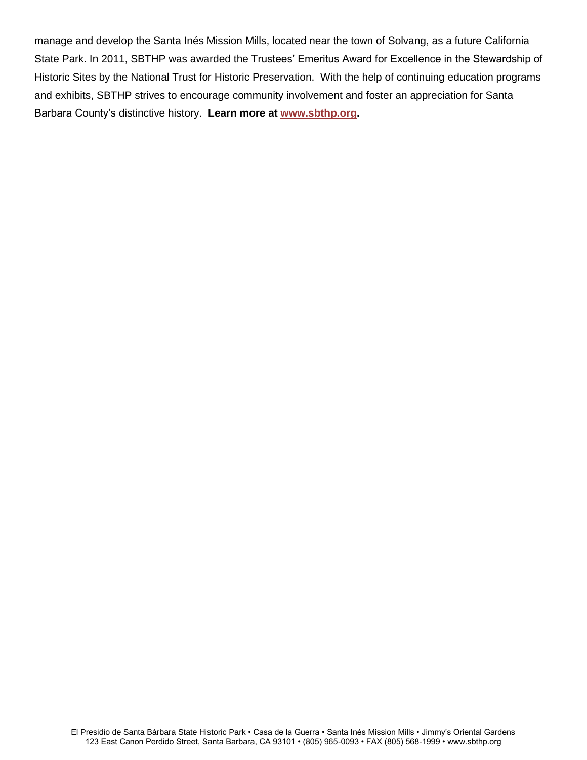manage and develop the Santa Inés Mission Mills, located near the town of Solvang, as a future California State Park. In 2011, SBTHP was awarded the Trustees' Emeritus Award for Excellence in the Stewardship of Historic Sites by the National Trust for Historic Preservation. With the help of continuing education programs and exhibits, SBTHP strives to encourage community involvement and foster an appreciation for Santa Barbara County's distinctive history. **Learn more at www.sbthp.org.**